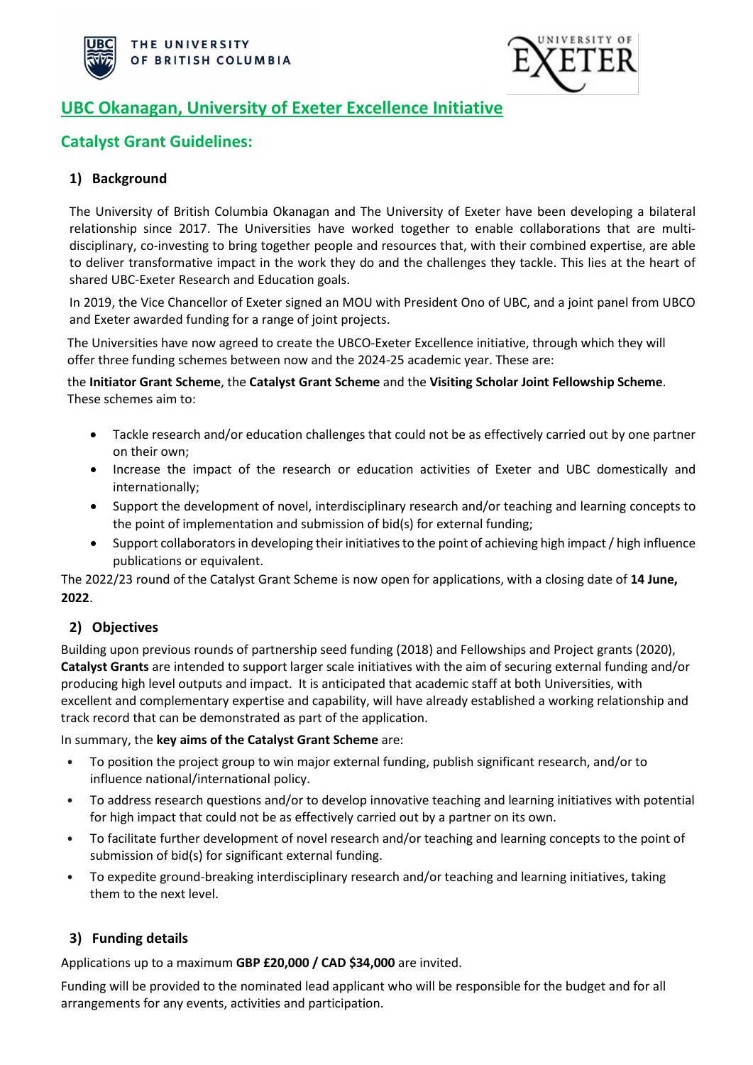# UBC Okanagan, University of Exeter Excellence Initiative

## Catalyst Grant Guidelines:

### 1) Background

The University of British Columbia Okanagan and The University of Exeter have been developing a bilateral relationship since 2017. The Universities have worked together to enable collaborations that are multi-disciplinary, co-investing to bring together people and resources that, with their combined expertise, are able to deliver transformative impact in the work they do and the challenges they tackle. This lies at the heart of shared UBC-Exeter Research and Education goals.

In 2019, the Vice Chancellor of Exeter signed an MOU with President Ono of UBC, and a joint panel from UBCO and Exeter awarded funding for a range of joint projects.

The Universities have now agreed to create the UBCO-Exeter Excellence initiative, through which they will offer three funding schemes between now and the 2024-25 academic year. These are:

the **Initiator Grant Scheme**, the **Catalyst Grant Scheme** and the **Visiting Scholar Joint Fellowship Scheme**. These schemes aim to:

- Tackle research and/or education challenges that could not be as effectively carried out by one partner on their own;
- Increase the impact of the research or education activities of Exeter and UBC domestically and internationally;
- Support the development of novel, interdisciplinary research and/or teaching and learning concepts to the point of implementation and submission of bid(s) for external funding;
- Support collaborators in developing their initiatives to the point of achieving high impact / high influence publications or equivalent.

The 2022/23 round of the Catalyst Grant Scheme is now open for applications, with a closing date of **14 June, 2022**.

### 2) Objectives

Building upon previous rounds of partnership seed funding (2018) and Fellowships and Project grants (2020), **Catalyst Grants** are intended to support larger scale initiatives with the aim of securing external funding and/or producing high level outputs and impact. It is anticipated that academic staff at both Universities, with excellent and complementary expertise and capability, will have already established a working relationship and track record that can be demonstrated as part of the application.

In summary, the **key aims of the Catalyst Grant Scheme** are:

- To position the project group to win major external funding, publish significant research, and/or to influence national/international policy.
- To address research questions and/or to develop innovative teaching and learning initiatives with potential for high impact that could not be as effectively carried out by a partner on its own.
- To facilitate further development of novel research and/or teaching and learning concepts to the point of submission of bid(s) for significant external funding.
- To expedite ground-breaking interdisciplinary research and/or teaching and learning initiatives, taking them to the next level.

### 3) Funding details

Applications up to a maximum **GBP £20,000 / CAD $34,000** are invited.

Funding will be provided to the nominated lead applicant who will be responsible for the budget and for all arrangements for any events, activities and participation.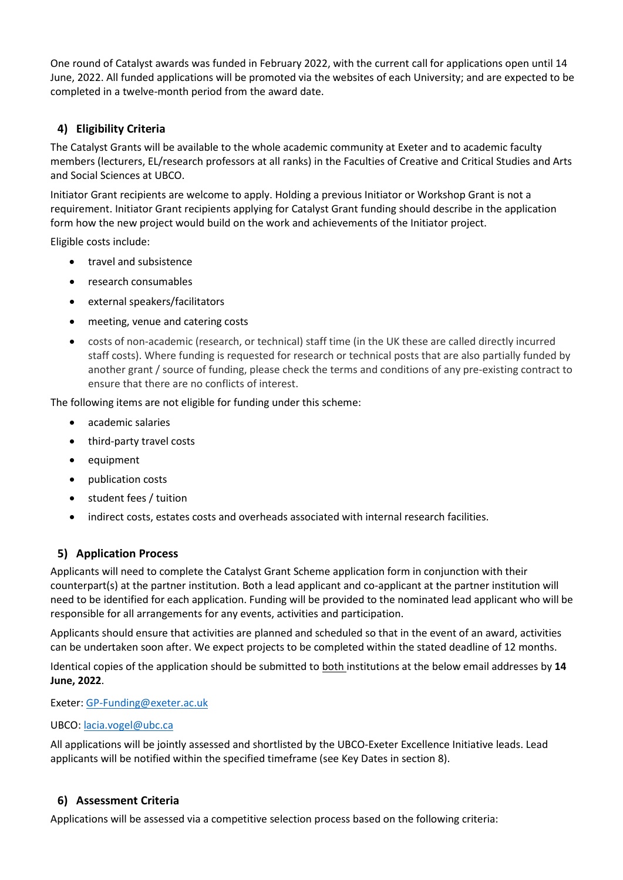One round of Catalyst awards was funded in February 2022, with the current call for applications open until 14 June, 2022. All funded applications will be promoted via the websites of each University; and are expected to be completed in a twelve-month period from the award date.

## 4) Eligibility Criteria

The Catalyst Grants will be available to the whole academic community at Exeter and to academic faculty members (lecturers, EL/research professors at all ranks) in the Faculties of Creative and Critical Studies and Arts and Social Sciences at UBCO.

Initiator Grant recipients are welcome to apply. Holding a previous Initiator or Workshop Grant is not a requirement. Initiator Grant recipients applying for Catalyst Grant funding should describe in the application form how the new project would build on the work and achievements of the Initiator project.

Eligible costs include:

- travel and subsistence
- research consumables
- external speakers/facilitators
- meeting, venue and catering costs
- costs of non-academic (research, or technical) staff time (in the UK these are called directly incurred staff costs). Where funding is requested for research or technical posts that are also partially funded by another grant / source of funding, please check the terms and conditions of any pre-existing contract to ensure that there are no conflicts of interest.

The following items are not eligible for funding under this scheme:

- academic salaries
- third-party travel costs
- equipment
- publication costs
- student fees / tuition
- indirect costs, estates costs and overheads associated with internal research facilities.

## 5) Application Process

Applicants will need to complete the Catalyst Grant Scheme application form in conjunction with their counterpart(s) at the partner institution. Both a lead applicant and co-applicant at the partner institution will need to be identified for each application. Funding will be provided to the nominated lead applicant who will be responsible for all arrangements for any events, activities and participation.

Applicants should ensure that activities are planned and scheduled so that in the event of an award, activities can be undertaken soon after. We expect projects to be completed within the stated deadline of 12 months.

Identical copies of the application should be submitted to both institutions at the below email addresses by **14 June, 2022**.

Exeter: GP-Funding@exeter.ac.uk

UBCO: lacia.vogel@ubc.ca

All applications will be jointly assessed and shortlisted by the UBCO-Exeter Excellence Initiative leads. Lead applicants will be notified within the specified timeframe (see Key Dates in section 8).

## 6) Assessment Criteria

Applications will be assessed via a competitive selection process based on the following criteria: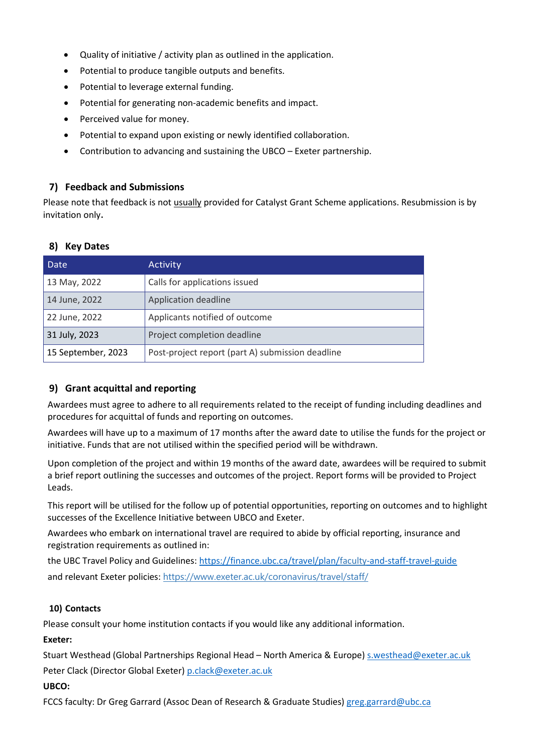- Quality of initiative / activity plan as outlined in the application.
- Potential to produce tangible outputs and benefits.
- Potential to leverage external funding.
- Potential for generating non-academic benefits and impact.
- Perceived value for money.
- Potential to expand upon existing or newly identified collaboration.
- Contribution to advancing and sustaining the UBCO – Exeter partnership.

## 7) Feedback and Submissions

Please note that feedback is not usually provided for Catalyst Grant Scheme applications. Resubmission is by invitation only.

## 8) Key Dates

| Date | Activity |
|---|---|
| 13 May, 2022 | Calls for applications issued |
| 14 June, 2022 | Application deadline |
| 22 June, 2022 | Applicants notified of outcome |
| 31 July, 2023 | Project completion deadline |
| 15 September, 2023 | Post-project report (part A) submission deadline |

## 9) Grant acquittal and reporting

Awardees must agree to adhere to all requirements related to the receipt of funding including deadlines and procedures for acquittal of funds and reporting on outcomes.

Awardees will have up to a maximum of 17 months after the award date to utilise the funds for the project or initiative. Funds that are not utilised within the specified period will be withdrawn.

Upon completion of the project and within 19 months of the award date, awardees will be required to submit a brief report outlining the successes and outcomes of the project. Report forms will be provided to Project Leads.

This report will be utilised for the follow up of potential opportunities, reporting on outcomes and to highlight successes of the Excellence Initiative between UBCO and Exeter.

Awardees who embark on international travel are required to abide by official reporting, insurance and registration requirements as outlined in:

the UBC Travel Policy and Guidelines: https://finance.ubc.ca/travel/plan/faculty-and-staff-travel-guide

and relevant Exeter policies: https://www.exeter.ac.uk/coronavirus/travel/staff/

## 10) Contacts

Please consult your home institution contacts if you would like any additional information.

**Exeter:**

Stuart Westhead (Global Partnerships Regional Head – North America & Europe) s.westhead@exeter.ac.uk

Peter Clack (Director Global Exeter) p.clack@exeter.ac.uk

**UBCO:**

FCCS faculty: Dr Greg Garrard (Assoc Dean of Research & Graduate Studies) greg.garrard@ubc.ca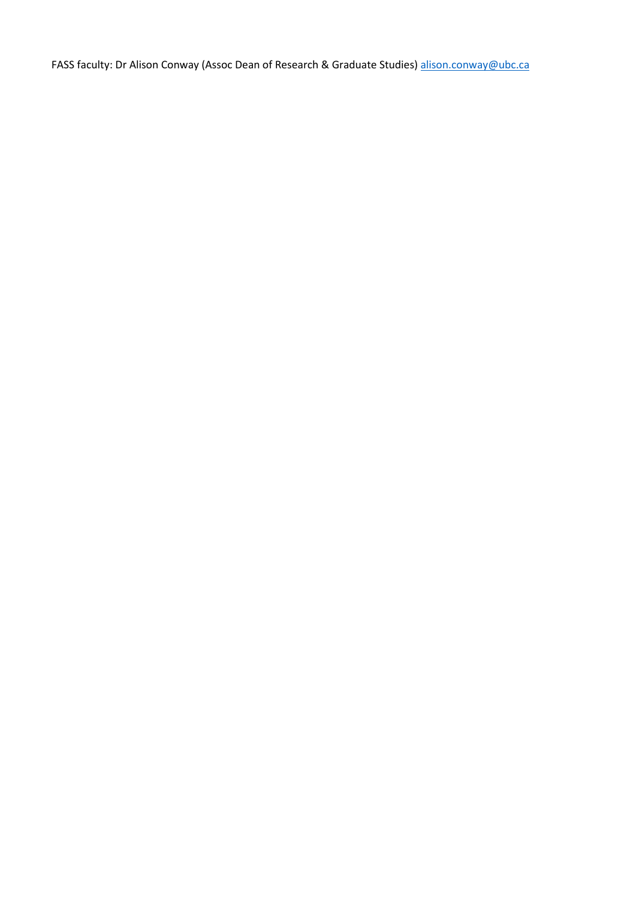FASS faculty: Dr Alison Conway (Assoc Dean of Research & Graduate Studies) [alison.conway@ubc.ca](mailto:alison.conway@ubc.ca)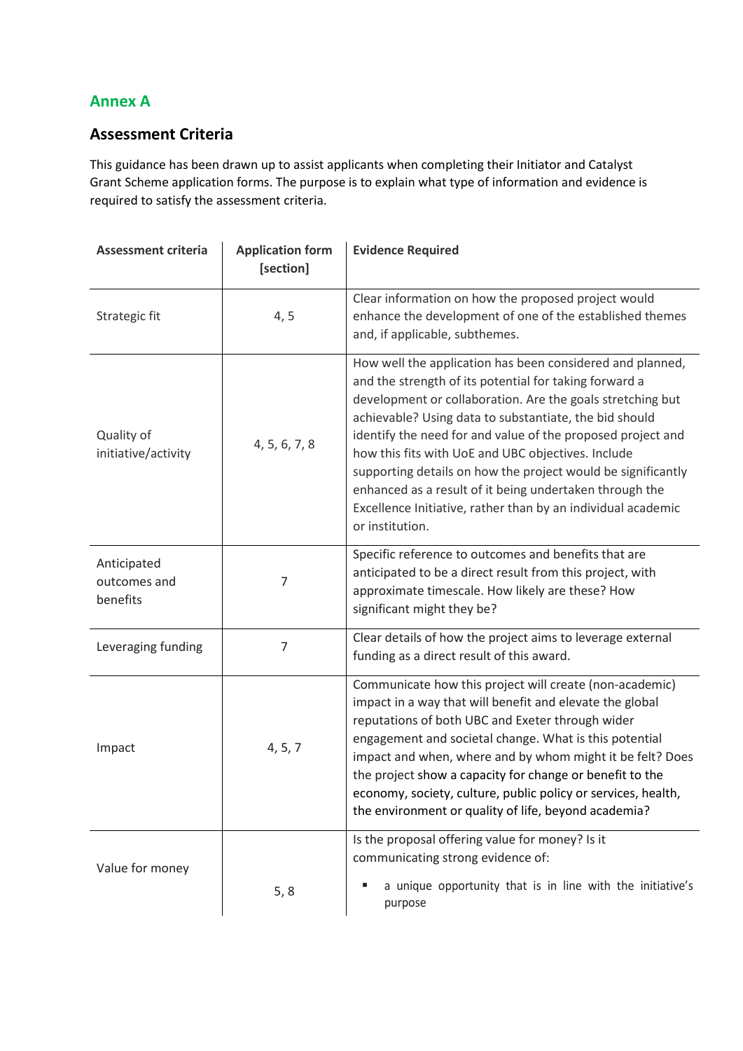## Annex A

### Assessment Criteria

This guidance has been drawn up to assist applicants when completing their Initiator and Catalyst Grant Scheme application forms. The purpose is to explain what type of information and evidence is required to satisfy the assessment criteria.

| Assessment criteria | Application form [section] | Evidence Required |
|---|---|---|
| Strategic fit | 4, 5 | Clear information on how the proposed project would enhance the development of one of the established themes and, if applicable, subthemes. |
| Quality of initiative/activity | 4, 5, 6, 7, 8 | How well the application has been considered and planned, and the strength of its potential for taking forward a development or collaboration. Are the goals stretching but achievable? Using data to substantiate, the bid should identify the need for and value of the proposed project and how this fits with UoE and UBC objectives. Include supporting details on how the project would be significantly enhanced as a result of it being undertaken through the Excellence Initiative, rather than by an individual academic or institution. |
| Anticipated outcomes and benefits | 7 | Specific reference to outcomes and benefits that are anticipated to be a direct result from this project, with approximate timescale. How likely are these? How significant might they be? |
| Leveraging funding | 7 | Clear details of how the project aims to leverage external funding as a direct result of this award. |
| Impact | 4, 5, 7 | Communicate how this project will create (non-academic) impact in a way that will benefit and elevate the global reputations of both UBC and Exeter through wider engagement and societal change. What is this potential impact and when, where and by whom might it be felt? Does the project show a capacity for change or benefit to the economy, society, culture, public policy or services, health, the environment or quality of life, beyond academia? |
| Value for money | 5, 8 | Is the proposal offering value for money? Is it communicating strong evidence of:<br>▪ a unique opportunity that is in line with the initiative's purpose |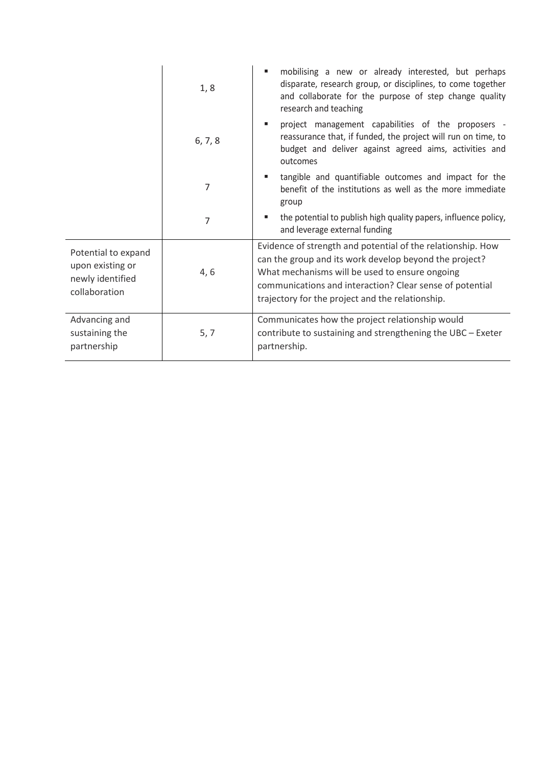| | | |
|---|---|---|
| | 1, 8 | ▪ mobilising a new or already interested, but perhaps disparate, research group, or disciplines, to come together and collaborate for the purpose of step change quality research and teaching |
| | 6, 7, 8 | ▪ project management capabilities of the proposers - reassurance that, if funded, the project will run on time, to budget and deliver against agreed aims, activities and outcomes |
| | 7 | ▪ tangible and quantifiable outcomes and impact for the benefit of the institutions as well as the more immediate group |
| | 7 | ▪ the potential to publish high quality papers, influence policy, and leverage external funding |
| Potential to expand upon existing or newly identified collaboration | 4, 6 | Evidence of strength and potential of the relationship. How can the group and its work develop beyond the project? What mechanisms will be used to ensure ongoing communications and interaction? Clear sense of potential trajectory for the project and the relationship. |
| Advancing and sustaining the partnership | 5, 7 | Communicates how the project relationship would contribute to sustaining and strengthening the UBC – Exeter partnership. |